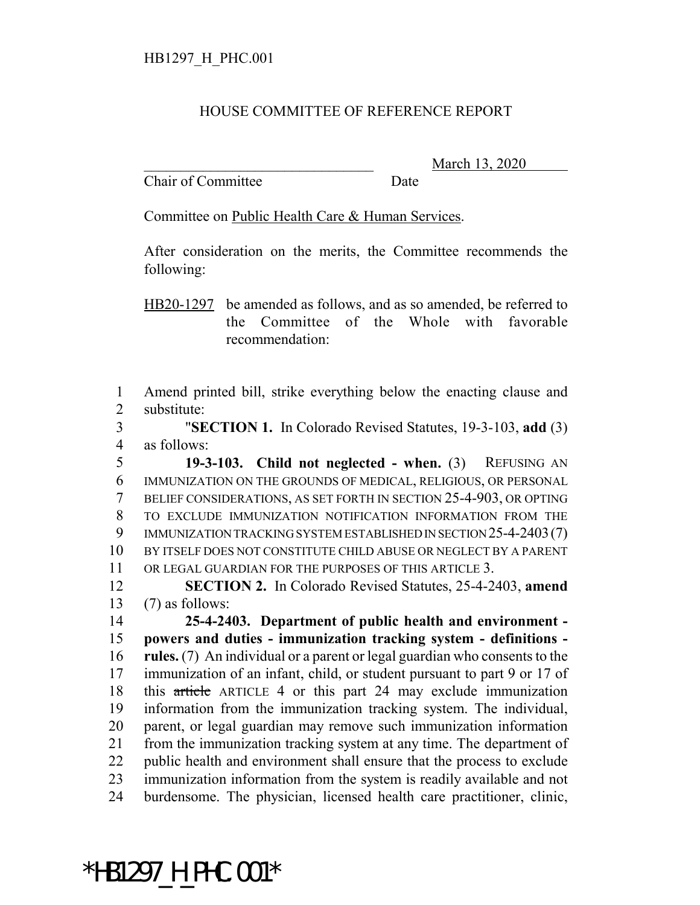HB1297_H_PHC.001

# HOUSE COMMITTEE OF REFERENCE REPORT

\_\_\_\_\_\_\_\_\_\_\_\_\_\_\_\_\_\_\_\_\_\_\_\_\_\_\_\_\_\_\_\_ March 13, 2020
Chair of Committee Date

Committee on Public Health Care & Human Services.

After consideration on the merits, the Committee recommends the following:

HB20-1297 be amended as follows, and as so amended, be referred to the Committee of the Whole with favorable recommendation:

1 Amend printed bill, strike everything below the enacting clause and
2 substitute:
3 "**SECTION 1.** In Colorado Revised Statutes, 19-3-103, **add** (3)
4 as follows:
5 **19-3-103. Child not neglected - when.** (3) REFUSING AN
6 IMMUNIZATION ON THE GROUNDS OF MEDICAL, RELIGIOUS, OR PERSONAL
7 BELIEF CONSIDERATIONS, AS SET FORTH IN SECTION 25-4-903, OR OPTING
8 TO EXCLUDE IMMUNIZATION NOTIFICATION INFORMATION FROM THE
9 IMMUNIZATION TRACKING SYSTEM ESTABLISHED IN SECTION 25-4-2403 (7)
10 BY ITSELF DOES NOT CONSTITUTE CHILD ABUSE OR NEGLECT BY A PARENT
11 OR LEGAL GUARDIAN FOR THE PURPOSES OF THIS ARTICLE 3.
12 **SECTION 2.** In Colorado Revised Statutes, 25-4-2403, **amend**
13 (7) as follows:
14 **25-4-2403. Department of public health and environment -**
15 **powers and duties - immunization tracking system - definitions -**
16 **rules.** (7) An individual or a parent or legal guardian who consents to the
17 immunization of an infant, child, or student pursuant to part 9 or 17 of
18 this ~~article~~ ARTICLE 4 or this part 24 may exclude immunization
19 information from the immunization tracking system. The individual,
20 parent, or legal guardian may remove such immunization information
21 from the immunization tracking system at any time. The department of
22 public health and environment shall ensure that the process to exclude
23 immunization information from the system is readily available and not
24 burdensome. The physician, licensed health care practitioner, clinic,

*HB1297_H_PHC.001*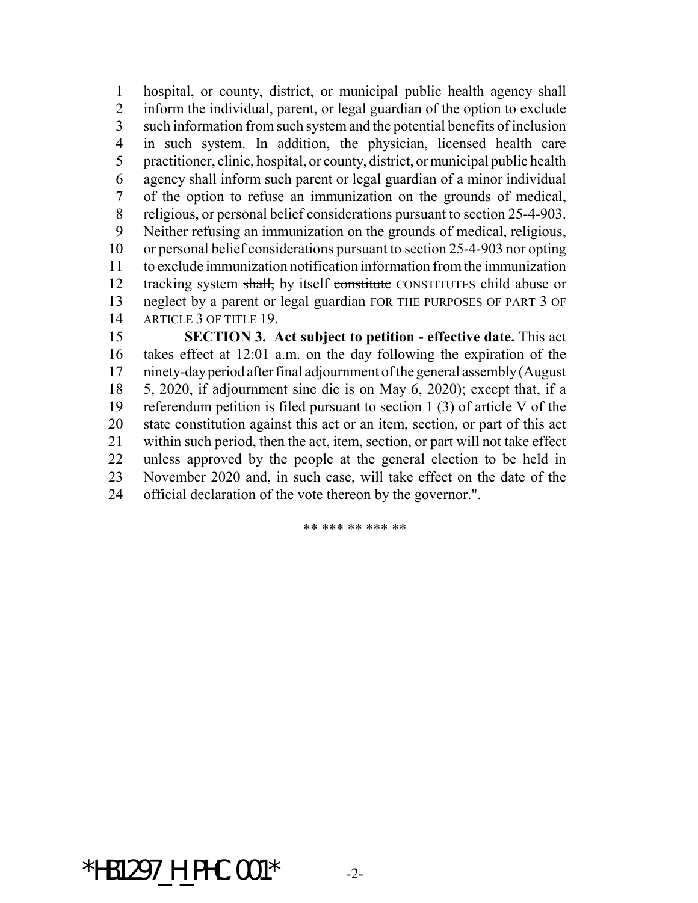hospital, or county, district, or municipal public health agency shall inform the individual, parent, or legal guardian of the option to exclude such information from such system and the potential benefits of inclusion in such system. In addition, the physician, licensed health care practitioner, clinic, hospital, or county, district, or municipal public health agency shall inform such parent or legal guardian of a minor individual of the option to refuse an immunization on the grounds of medical, religious, or personal belief considerations pursuant to section 25-4-903. Neither refusing an immunization on the grounds of medical, religious, or personal belief considerations pursuant to section 25-4-903 nor opting to exclude immunization notification information from the immunization tracking system ~~shall,~~ by itself ~~constitute~~ CONSTITUTES child abuse or neglect by a parent or legal guardian FOR THE PURPOSES OF PART 3 OF ARTICLE 3 OF TITLE 19.

**SECTION 3. Act subject to petition - effective date.** This act takes effect at 12:01 a.m. on the day following the expiration of the ninety-day period after final adjournment of the general assembly (August 5, 2020, if adjournment sine die is on May 6, 2020); except that, if a referendum petition is filed pursuant to section 1 (3) of article V of the state constitution against this act or an item, section, or part of this act within such period, then the act, item, section, or part will not take effect unless approved by the people at the general election to be held in November 2020 and, in such case, will take effect on the date of the official declaration of the vote thereon by the governor.".

** *** ** *** **

*HB1297_H_PHC.001*